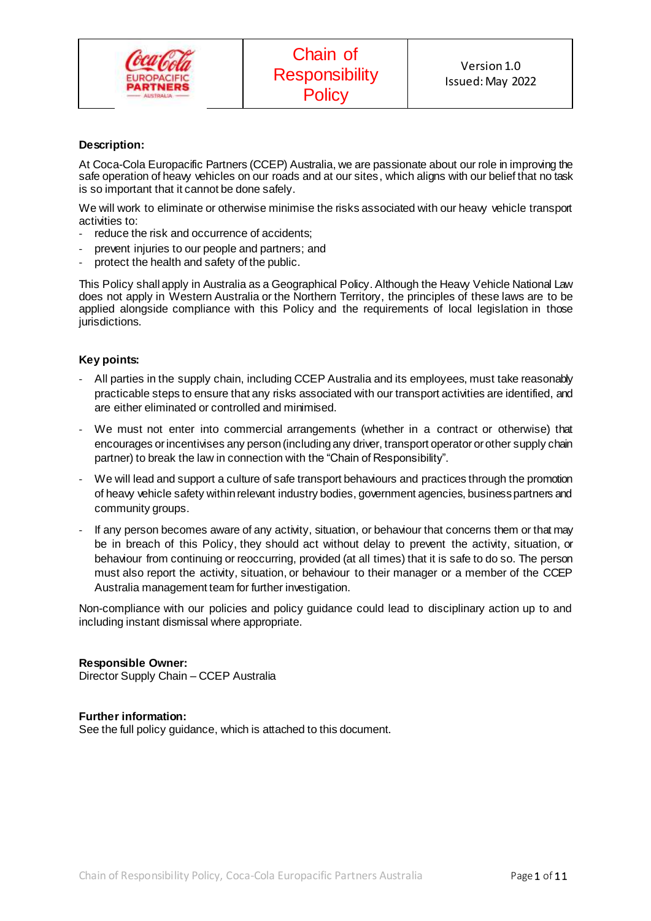| Coca-Cola EUROPACIFIC PARTNERS AUSTRALIA | Chain of Responsibility Policy | Version 1.0<br>Issued: May 2022 |
|---|---|---|

**Description:**

At Coca-Cola Europacific Partners (CCEP) Australia, we are passionate about our role in improving the safe operation of heavy vehicles on our roads and at our sites, which aligns with our belief that no task is so important that it cannot be done safely.

We will work to eliminate or otherwise minimise the risks associated with our heavy vehicle transport activities to:

- reduce the risk and occurrence of accidents;
- prevent injuries to our people and partners; and
- protect the health and safety of the public.

This Policy shall apply in Australia as a Geographical Policy. Although the Heavy Vehicle National Law does not apply in Western Australia or the Northern Territory, the principles of these laws are to be applied alongside compliance with this Policy and the requirements of local legislation in those jurisdictions.

**Key points:**

- All parties in the supply chain, including CCEP Australia and its employees, must take reasonably practicable steps to ensure that any risks associated with our transport activities are identified, and are either eliminated or controlled and minimised.
- We must not enter into commercial arrangements (whether in a contract or otherwise) that encourages or incentivises any person (including any driver, transport operator or other supply chain partner) to break the law in connection with the "Chain of Responsibility".
- We will lead and support a culture of safe transport behaviours and practices through the promotion of heavy vehicle safety within relevant industry bodies, government agencies, business partners and community groups.
- If any person becomes aware of any activity, situation, or behaviour that concerns them or that may be in breach of this Policy, they should act without delay to prevent the activity, situation, or behaviour from continuing or reoccurring, provided (at all times) that it is safe to do so. The person must also report the activity, situation, or behaviour to their manager or a member of the CCEP Australia management team for further investigation.

Non-compliance with our policies and policy guidance could lead to disciplinary action up to and including instant dismissal where appropriate.

**Responsible Owner:**
Director Supply Chain – CCEP Australia

**Further information:**
See the full policy guidance, which is attached to this document.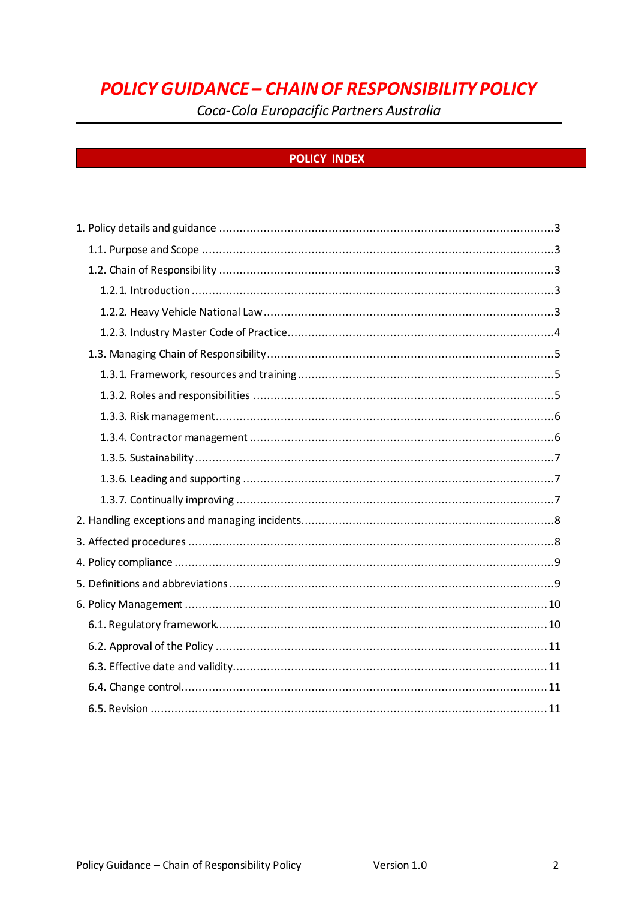# POLICY GUIDANCE – CHAIN OF RESPONSIBILITY POLICY

*Coca-Cola Europacific Partners Australia*

## POLICY INDEX

1. Policy details and guidance ....... 3
   - 1.1. Purpose and Scope ....... 3
   - 1.2. Chain of Responsibility ....... 3
     - 1.2.1. Introduction ....... 3
     - 1.2.2. Heavy Vehicle National Law ....... 3
     - 1.2.3. Industry Master Code of Practice ....... 4
   - 1.3. Managing Chain of Responsibility ....... 5
     - 1.3.1. Framework, resources and training ....... 5
     - 1.3.2. Roles and responsibilities ....... 5
     - 1.3.3. Risk management ....... 6
     - 1.3.4. Contractor management ....... 6
     - 1.3.5. Sustainability ....... 7
     - 1.3.6. Leading and supporting ....... 7
     - 1.3.7. Continually improving ....... 7
2. Handling exceptions and managing incidents ....... 8
3. Affected procedures ....... 8
4. Policy compliance ....... 9
5. Definitions and abbreviations ....... 9
6. Policy Management ....... 10
   - 6.1. Regulatory framework ....... 10
   - 6.2. Approval of the Policy ....... 11
   - 6.3. Effective date and validity ....... 11
   - 6.4. Change control ....... 11
   - 6.5. Revision ....... 11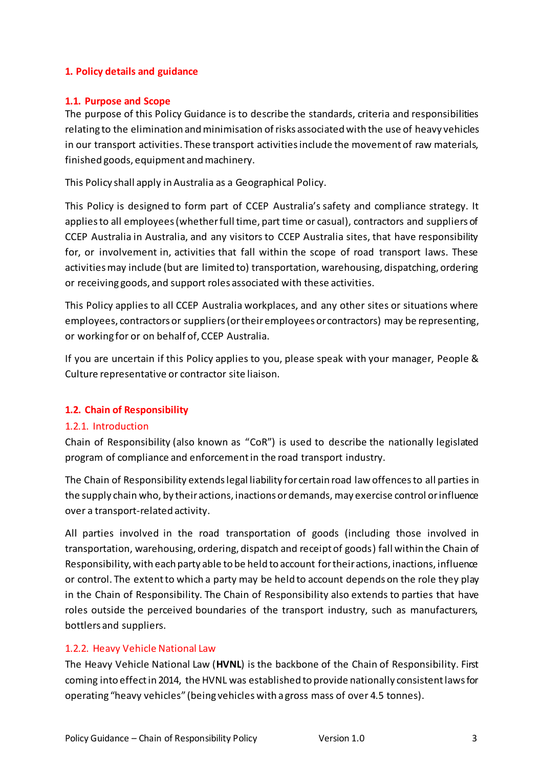# 1. Policy details and guidance

## 1.1. Purpose and Scope

The purpose of this Policy Guidance is to describe the standards, criteria and responsibilities relating to the elimination and minimisation of risks associated with the use of heavy vehicles in our transport activities. These transport activities include the movement of raw materials, finished goods, equipment and machinery.

This Policy shall apply in Australia as a Geographical Policy.

This Policy is designed to form part of CCEP Australia's safety and compliance strategy. It applies to all employees (whether full time, part time or casual), contractors and suppliers of CCEP Australia in Australia, and any visitors to CCEP Australia sites, that have responsibility for, or involvement in, activities that fall within the scope of road transport laws. These activities may include (but are limited to) transportation, warehousing, dispatching, ordering or receiving goods, and support roles associated with these activities.

This Policy applies to all CCEP Australia workplaces, and any other sites or situations where employees, contractors or suppliers (or their employees or contractors) may be representing, or working for or on behalf of, CCEP Australia.

If you are uncertain if this Policy applies to you, please speak with your manager, People & Culture representative or contractor site liaison.

## 1.2. Chain of Responsibility

### 1.2.1. Introduction

Chain of Responsibility (also known as "CoR") is used to describe the nationally legislated program of compliance and enforcement in the road transport industry.

The Chain of Responsibility extends legal liability for certain road law offences to all parties in the supply chain who, by their actions, inactions or demands, may exercise control or influence over a transport-related activity.

All parties involved in the road transportation of goods (including those involved in transportation, warehousing, ordering, dispatch and receipt of goods) fall within the Chain of Responsibility, with each party able to be held to account for their actions, inactions, influence or control. The extent to which a party may be held to account depends on the role they play in the Chain of Responsibility. The Chain of Responsibility also extends to parties that have roles outside the perceived boundaries of the transport industry, such as manufacturers, bottlers and suppliers.

### 1.2.2. Heavy Vehicle National Law

The Heavy Vehicle National Law (**HVNL**) is the backbone of the Chain of Responsibility. First coming into effect in 2014, the HVNL was established to provide nationally consistent laws for operating "heavy vehicles" (being vehicles with a gross mass of over 4.5 tonnes).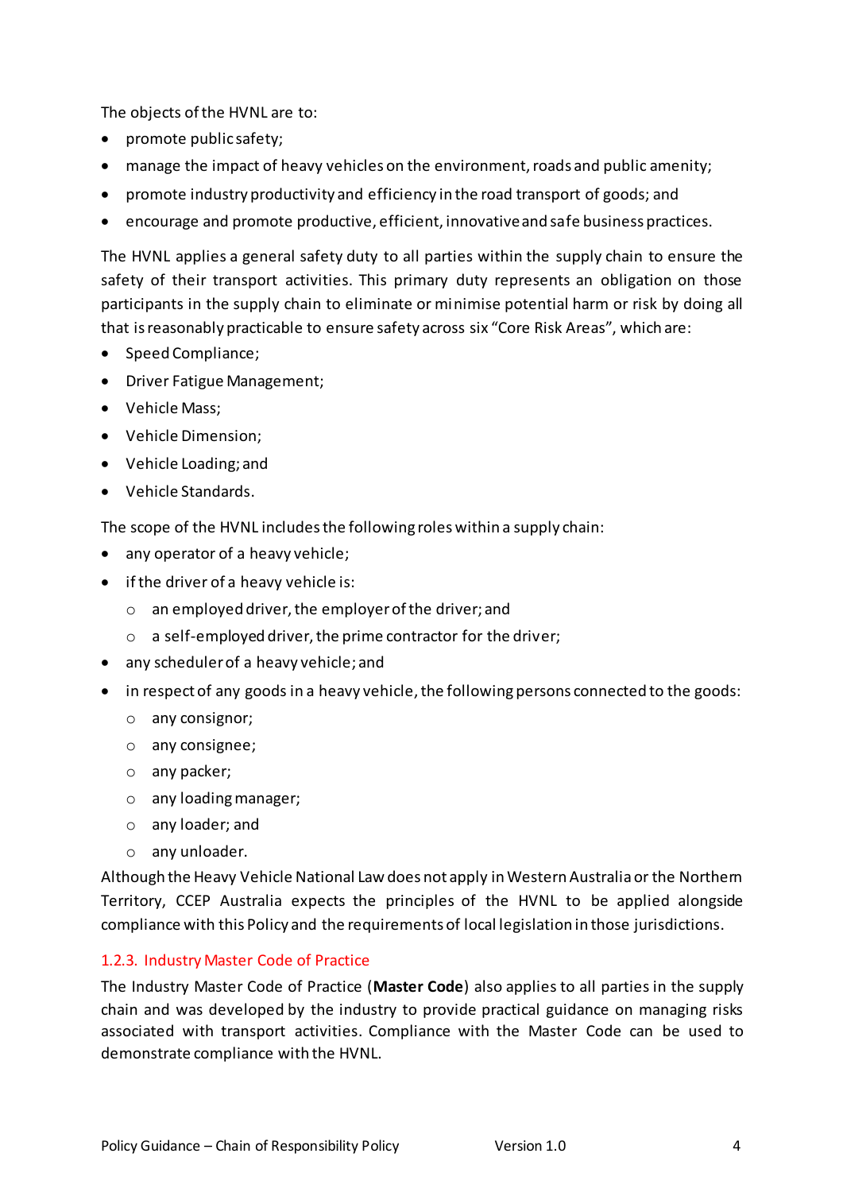The objects of the HVNL are to:

- promote public safety;
- manage the impact of heavy vehicles on the environment, roads and public amenity;
- promote industry productivity and efficiency in the road transport of goods; and
- encourage and promote productive, efficient, innovative and safe business practices.

The HVNL applies a general safety duty to all parties within the supply chain to ensure the safety of their transport activities. This primary duty represents an obligation on those participants in the supply chain to eliminate or minimise potential harm or risk by doing all that is reasonably practicable to ensure safety across six "Core Risk Areas", which are:

- Speed Compliance;
- Driver Fatigue Management;
- Vehicle Mass;
- Vehicle Dimension;
- Vehicle Loading; and
- Vehicle Standards.

The scope of the HVNL includes the following roles within a supply chain:

- any operator of a heavy vehicle;
- if the driver of a heavy vehicle is:
    - an employed driver, the employer of the driver; and
    - a self-employed driver, the prime contractor for the driver;
- any scheduler of a heavy vehicle; and
- in respect of any goods in a heavy vehicle, the following persons connected to the goods:
    - any consignor;
    - any consignee;
    - any packer;
    - any loading manager;
    - any loader; and
    - any unloader.

Although the Heavy Vehicle National Law does not apply in Western Australia or the Northern Territory, CCEP Australia expects the principles of the HVNL to be applied alongside compliance with this Policy and the requirements of local legislation in those jurisdictions.

### 1.2.3. Industry Master Code of Practice

The Industry Master Code of Practice (**Master Code**) also applies to all parties in the supply chain and was developed by the industry to provide practical guidance on managing risks associated with transport activities. Compliance with the Master Code can be used to demonstrate compliance with the HVNL.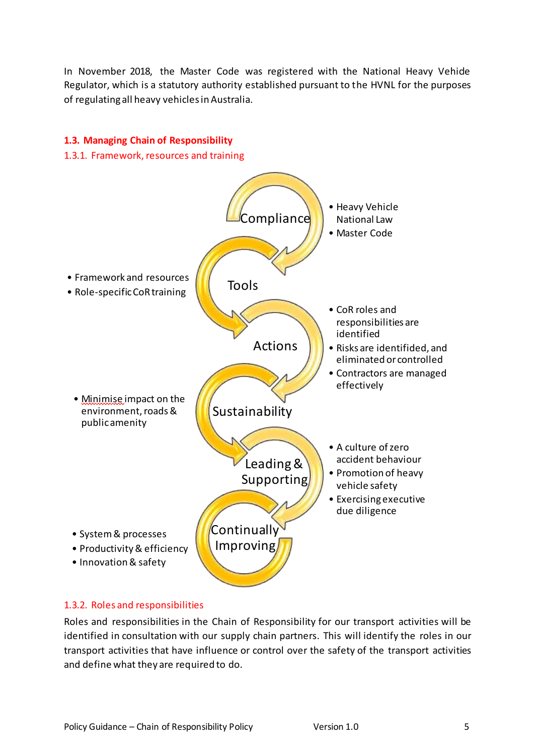In November 2018, the Master Code was registered with the National Heavy Vehicle Regulator, which is a statutory authority established pursuant to the HVNL for the purposes of regulating all heavy vehicles in Australia.

## 1.3. Managing Chain of Responsibility

### 1.3.1. Framework, resources and training

**Compliance**
- Heavy Vehicle National Law
- Master Code

**Tools**
- Framework and resources
- Role-specific CoR training

**Actions**
- CoR roles and responsibilities are identified
- Risks are identified, and eliminated or controlled
- Contractors are managed effectively

**Sustainability**
- Minimise impact on the environment, roads & public amenity

**Leading & Supporting**
- A culture of zero accident behaviour
- Promotion of heavy vehicle safety
- Exercising executive due diligence

**Continually Improving**
- System & processes
- Productivity & efficiency
- Innovation & safety

### 1.3.2. Roles and responsibilities

Roles and responsibilities in the Chain of Responsibility for our transport activities will be identified in consultation with our supply chain partners. This will identify the roles in our transport activities that have influence or control over the safety of the transport activities and define what they are required to do.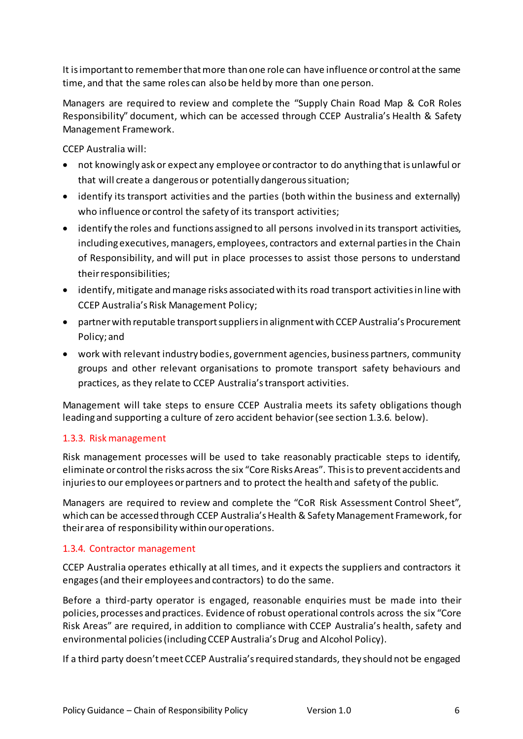It is important to remember that more than one role can have influence or control at the same time, and that the same roles can also be held by more than one person.

Managers are required to review and complete the "Supply Chain Road Map & CoR Roles Responsibility" document, which can be accessed through CCEP Australia's Health & Safety Management Framework.

CCEP Australia will:

- not knowingly ask or expect any employee or contractor to do anything that is unlawful or that will create a dangerous or potentially dangerous situation;
- identify its transport activities and the parties (both within the business and externally) who influence or control the safety of its transport activities;
- identify the roles and functions assigned to all persons involved in its transport activities, including executives, managers, employees, contractors and external parties in the Chain of Responsibility, and will put in place processes to assist those persons to understand their responsibilities;
- identify, mitigate and manage risks associated with its road transport activities in line with CCEP Australia's Risk Management Policy;
- partner with reputable transport suppliers in alignment with CCEP Australia's Procurement Policy; and
- work with relevant industry bodies, government agencies, business partners, community groups and other relevant organisations to promote transport safety behaviours and practices, as they relate to CCEP Australia's transport activities.

Management will take steps to ensure CCEP Australia meets its safety obligations though leading and supporting a culture of zero accident behavior (see section 1.3.6. below).

### 1.3.3. Risk management

Risk management processes will be used to take reasonably practicable steps to identify, eliminate or control the risks across the six "Core Risks Areas". This is to prevent accidents and injuries to our employees or partners and to protect the health and safety of the public.

Managers are required to review and complete the "CoR Risk Assessment Control Sheet", which can be accessed through CCEP Australia's Health & Safety Management Framework, for their area of responsibility within our operations.

### 1.3.4. Contractor management

CCEP Australia operates ethically at all times, and it expects the suppliers and contractors it engages (and their employees and contractors) to do the same.

Before a third-party operator is engaged, reasonable enquiries must be made into their policies, processes and practices. Evidence of robust operational controls across the six "Core Risk Areas" are required, in addition to compliance with CCEP Australia's health, safety and environmental policies (including CCEP Australia's Drug and Alcohol Policy).

If a third party doesn't meet CCEP Australia's required standards, they should not be engaged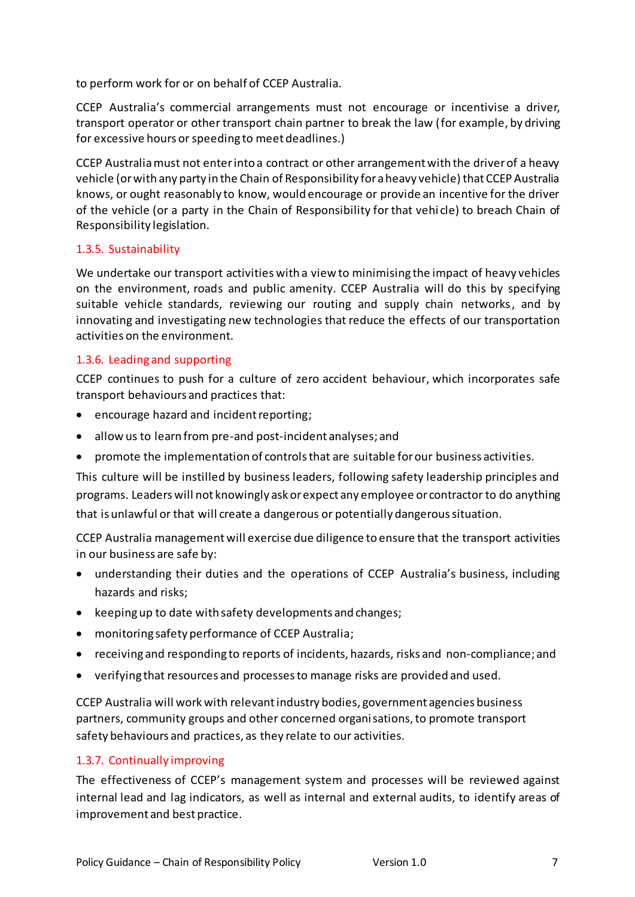to perform work for or on behalf of CCEP Australia.

CCEP Australia's commercial arrangements must not encourage or incentivise a driver, transport operator or other transport chain partner to break the law (for example, by driving for excessive hours or speeding to meet deadlines.)

CCEP Australia must not enter into a contract or other arrangement with the driver of a heavy vehicle (or with any party in the Chain of Responsibility for a heavy vehicle) that CCEP Australia knows, or ought reasonably to know, would encourage or provide an incentive for the driver of the vehicle (or a party in the Chain of Responsibility for that vehicle) to breach Chain of Responsibility legislation.

### 1.3.5. Sustainability

We undertake our transport activities with a view to minimising the impact of heavy vehicles on the environment, roads and public amenity. CCEP Australia will do this by specifying suitable vehicle standards, reviewing our routing and supply chain networks, and by innovating and investigating new technologies that reduce the effects of our transportation activities on the environment.

### 1.3.6. Leading and supporting

CCEP continues to push for a culture of zero accident behaviour, which incorporates safe transport behaviours and practices that:

- encourage hazard and incident reporting;
- allow us to learn from pre-and post-incident analyses; and
- promote the implementation of controls that are suitable for our business activities.

This culture will be instilled by business leaders, following safety leadership principles and programs. Leaders will not knowingly ask or expect any employee or contractor to do anything that is unlawful or that will create a dangerous or potentially dangerous situation.

CCEP Australia management will exercise due diligence to ensure that the transport activities in our business are safe by:

- understanding their duties and the operations of CCEP Australia's business, including hazards and risks;
- keeping up to date with safety developments and changes;
- monitoring safety performance of CCEP Australia;
- receiving and responding to reports of incidents, hazards, risks and non-compliance; and
- verifying that resources and processes to manage risks are provided and used.

CCEP Australia will work with relevant industry bodies, government agencies business partners, community groups and other concerned organisations, to promote transport safety behaviours and practices, as they relate to our activities.

### 1.3.7. Continually improving

The effectiveness of CCEP's management system and processes will be reviewed against internal lead and lag indicators, as well as internal and external audits, to identify areas of improvement and best practice.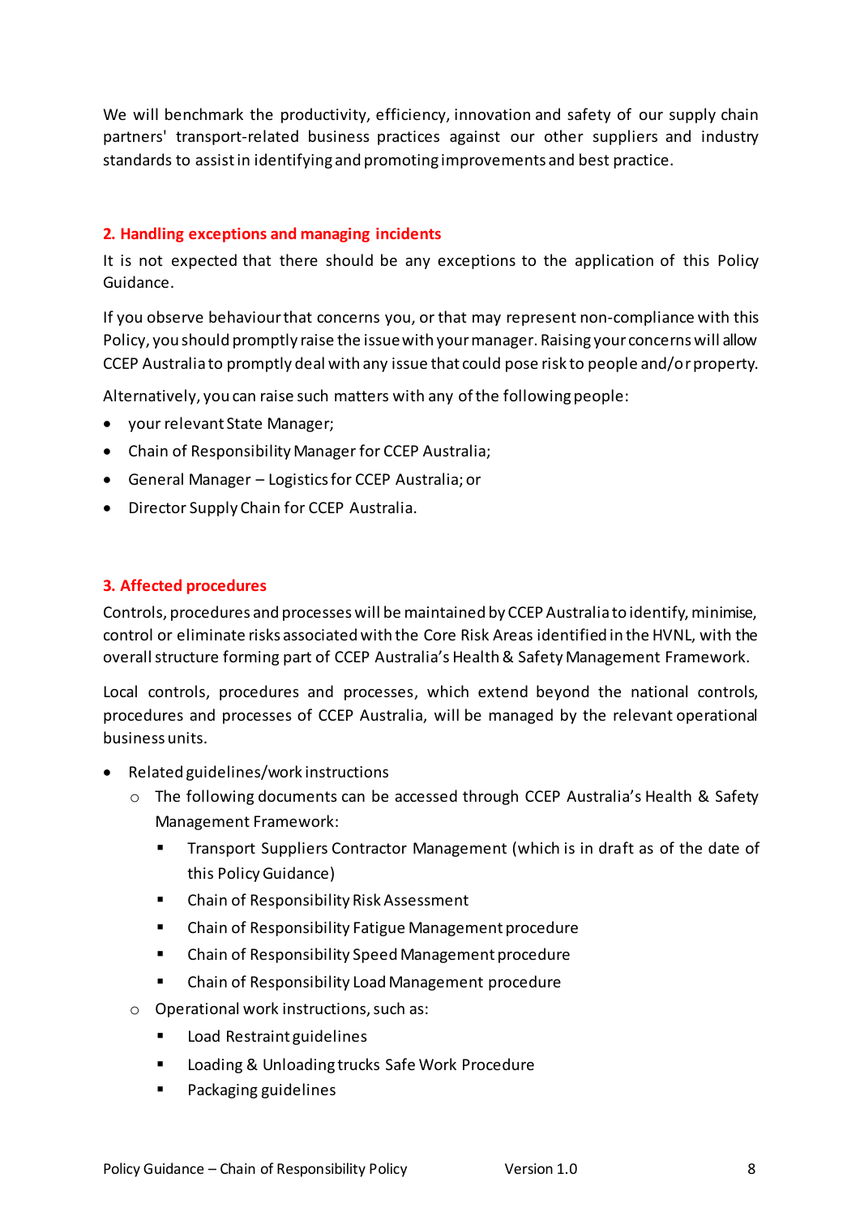We will benchmark the productivity, efficiency, innovation and safety of our supply chain partners' transport-related business practices against our other suppliers and industry standards to assist in identifying and promoting improvements and best practice.

## 2. Handling exceptions and managing incidents

It is not expected that there should be any exceptions to the application of this Policy Guidance.

If you observe behaviour that concerns you, or that may represent non-compliance with this Policy, you should promptly raise the issue with your manager. Raising your concerns will allow CCEP Australia to promptly deal with any issue that could pose risk to people and/or property.

Alternatively, you can raise such matters with any of the following people:

- your relevant State Manager;
- Chain of Responsibility Manager for CCEP Australia;
- General Manager – Logistics for CCEP Australia; or
- Director Supply Chain for CCEP Australia.

## 3. Affected procedures

Controls, procedures and processes will be maintained by CCEP Australia to identify, minimise, control or eliminate risks associated with the Core Risk Areas identified in the HVNL, with the overall structure forming part of CCEP Australia's Health & Safety Management Framework.

Local controls, procedures and processes, which extend beyond the national controls, procedures and processes of CCEP Australia, will be managed by the relevant operational business units.

- Related guidelines/work instructions
  - The following documents can be accessed through CCEP Australia's Health & Safety Management Framework:
    - Transport Suppliers Contractor Management (which is in draft as of the date of this Policy Guidance)
    - Chain of Responsibility Risk Assessment
    - Chain of Responsibility Fatigue Management procedure
    - Chain of Responsibility Speed Management procedure
    - Chain of Responsibility Load Management procedure
  - Operational work instructions, such as:
    - Load Restraint guidelines
    - Loading & Unloading trucks Safe Work Procedure
    - Packaging guidelines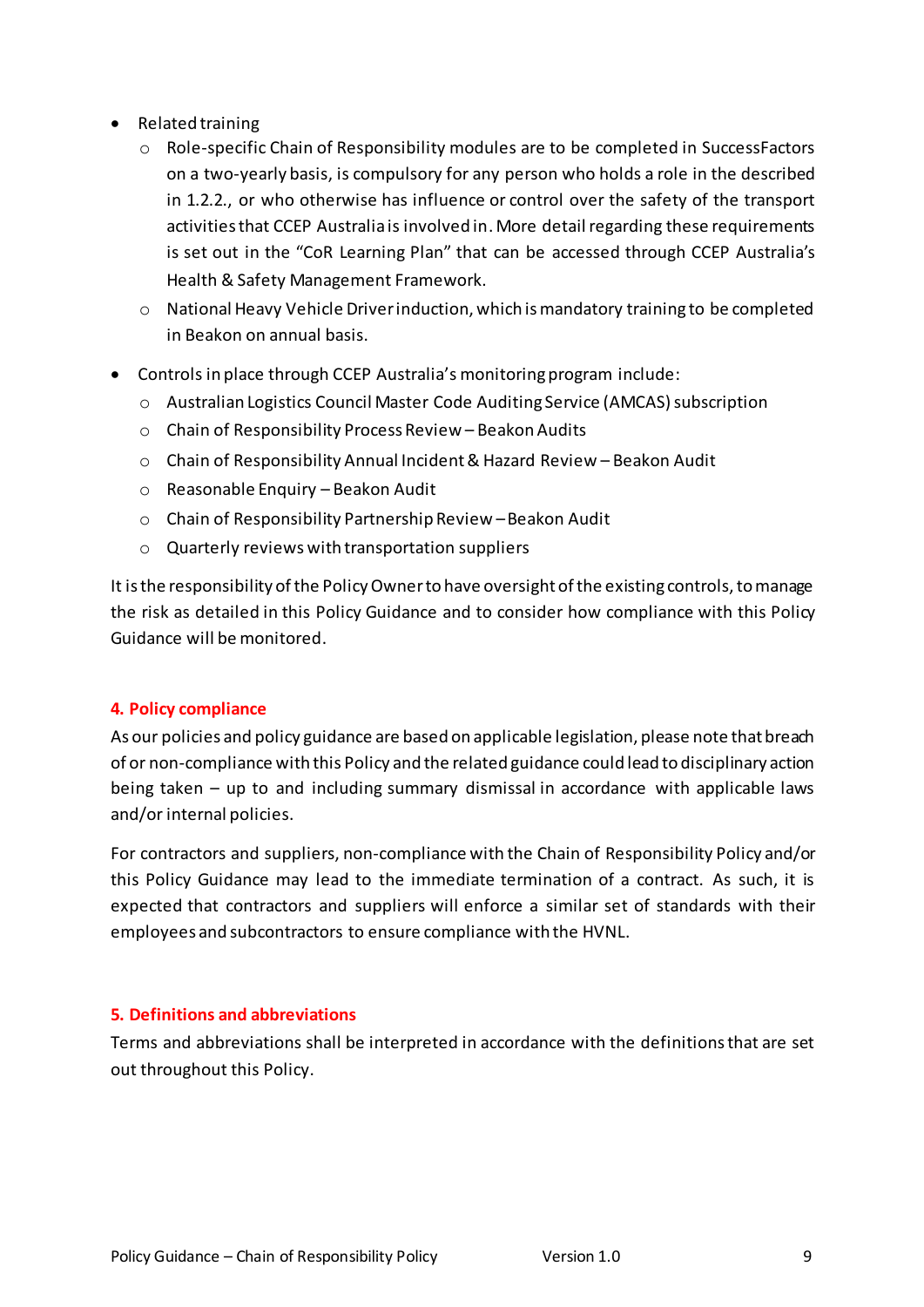- Related training
    - Role-specific Chain of Responsibility modules are to be completed in SuccessFactors on a two-yearly basis, is compulsory for any person who holds a role in the described in 1.2.2., or who otherwise has influence or control over the safety of the transport activities that CCEP Australia is involved in. More detail regarding these requirements is set out in the “CoR Learning Plan” that can be accessed through CCEP Australia’s Health & Safety Management Framework.
    - National Heavy Vehicle Driver induction, which is mandatory training to be completed in Beakon on annual basis.
- Controls in place through CCEP Australia’s monitoring program include:
    - Australian Logistics Council Master Code Auditing Service (AMCAS) subscription
    - Chain of Responsibility Process Review – Beakon Audits
    - Chain of Responsibility Annual Incident & Hazard Review – Beakon Audit
    - Reasonable Enquiry – Beakon Audit
    - Chain of Responsibility Partnership Review – Beakon Audit
    - Quarterly reviews with transportation suppliers

It is the responsibility of the Policy Owner to have oversight of the existing controls, to manage the risk as detailed in this Policy Guidance and to consider how compliance with this Policy Guidance will be monitored.

## 4. Policy compliance

As our policies and policy guidance are based on applicable legislation, please note that breach of or non-compliance with this Policy and the related guidance could lead to disciplinary action being taken – up to and including summary dismissal in accordance with applicable laws and/or internal policies.

For contractors and suppliers, non-compliance with the Chain of Responsibility Policy and/or this Policy Guidance may lead to the immediate termination of a contract. As such, it is expected that contractors and suppliers will enforce a similar set of standards with their employees and subcontractors to ensure compliance with the HVNL.

## 5. Definitions and abbreviations

Terms and abbreviations shall be interpreted in accordance with the definitions that are set out throughout this Policy.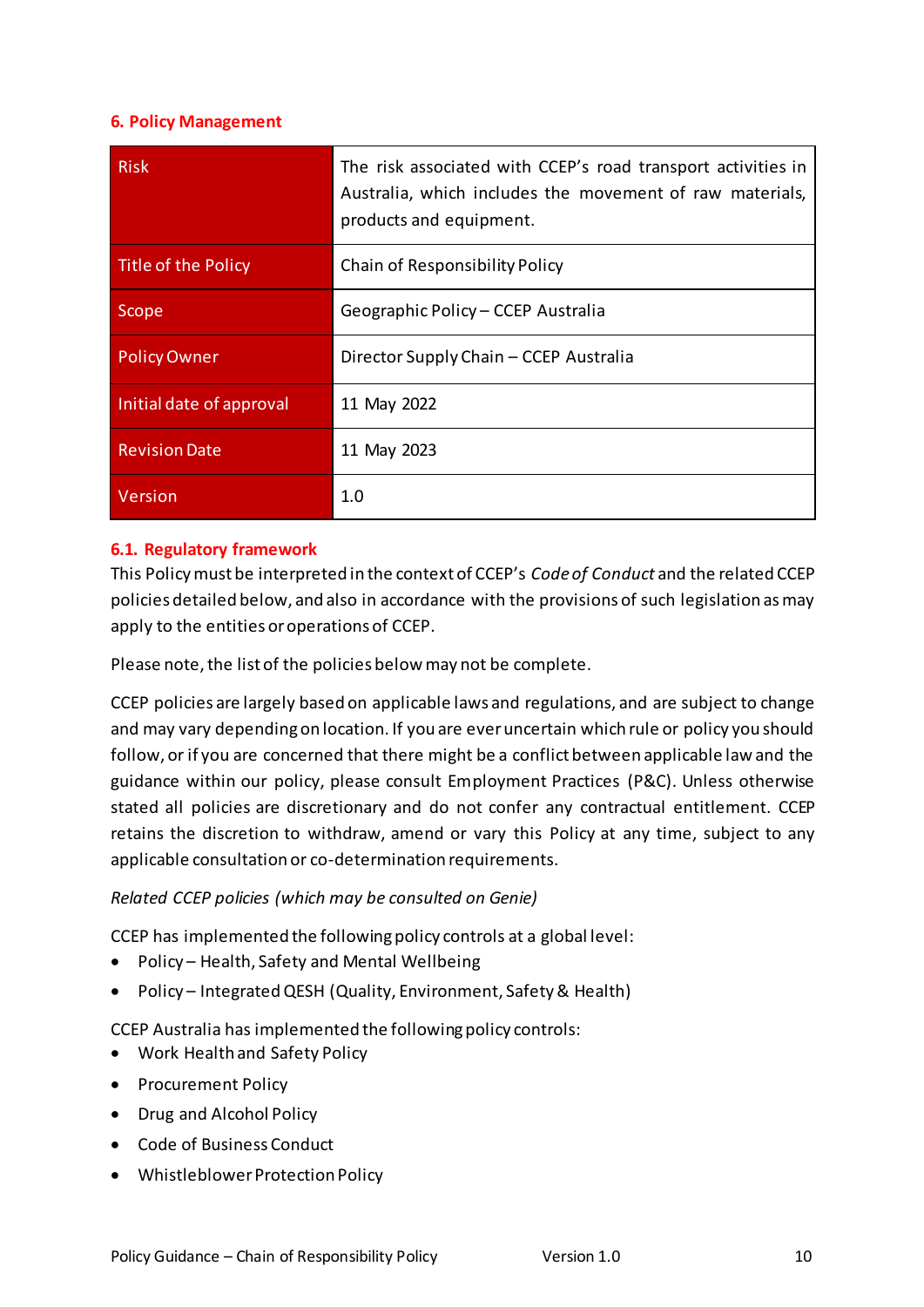## 6. Policy Management

| Risk | The risk associated with CCEP's road transport activities in Australia, which includes the movement of raw materials, products and equipment. |
|---|---|
| Title of the Policy | Chain of Responsibility Policy |
| Scope | Geographic Policy – CCEP Australia |
| Policy Owner | Director Supply Chain – CCEP Australia |
| Initial date of approval | 11 May 2022 |
| Revision Date | 11 May 2023 |
| Version | 1.0 |

### 6.1. Regulatory framework

This Policy must be interpreted in the context of CCEP's *Code of Conduct* and the related CCEP policies detailed below, and also in accordance with the provisions of such legislation as may apply to the entities or operations of CCEP.

Please note, the list of the policies below may not be complete.

CCEP policies are largely based on applicable laws and regulations, and are subject to change and may vary depending on location. If you are ever uncertain which rule or policy you should follow, or if you are concerned that there might be a conflict between applicable law and the guidance within our policy, please consult Employment Practices (P&C). Unless otherwise stated all policies are discretionary and do not confer any contractual entitlement. CCEP retains the discretion to withdraw, amend or vary this Policy at any time, subject to any applicable consultation or co-determination requirements.

*Related CCEP policies (which may be consulted on Genie)*

CCEP has implemented the following policy controls at a global level:

- Policy – Health, Safety and Mental Wellbeing
- Policy – Integrated QESH (Quality, Environment, Safety & Health)

CCEP Australia has implemented the following policy controls:

- Work Health and Safety Policy
- Procurement Policy
- Drug and Alcohol Policy
- Code of Business Conduct
- Whistleblower Protection Policy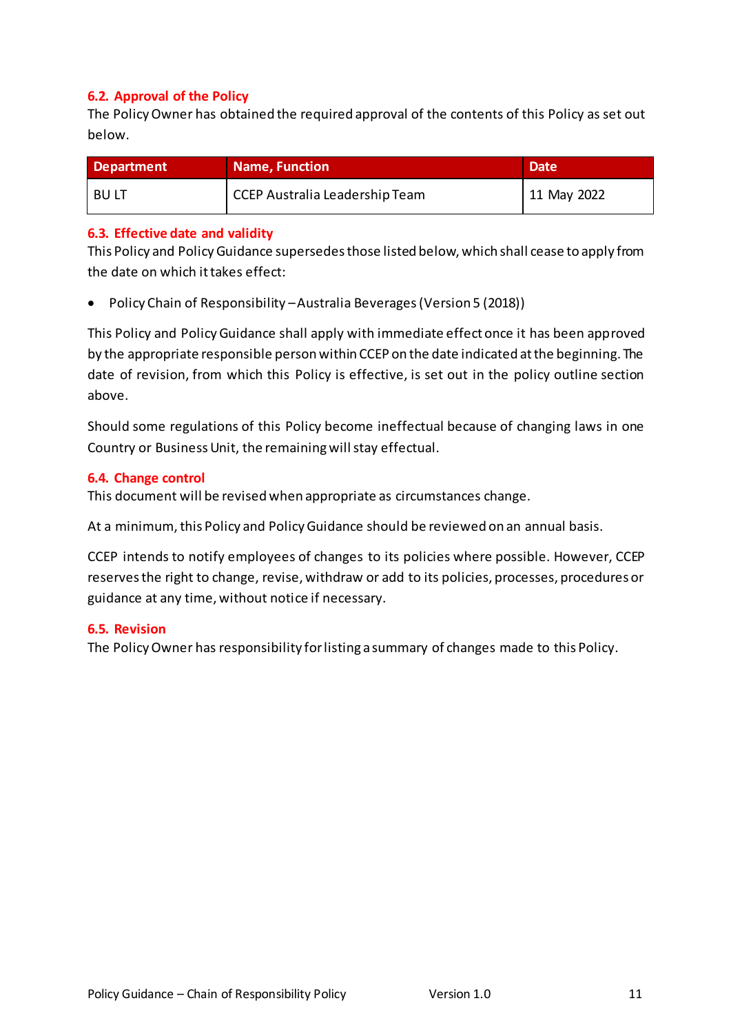### 6.2. Approval of the Policy

The Policy Owner has obtained the required approval of the contents of this Policy as set out below.

| Department | Name, Function | Date |
|---|---|---|
| BU LT | CCEP Australia Leadership Team | 11 May 2022 |

### 6.3. Effective date and validity

This Policy and Policy Guidance supersedes those listed below, which shall cease to apply from the date on which it takes effect:

- Policy Chain of Responsibility – Australia Beverages (Version 5 (2018))

This Policy and Policy Guidance shall apply with immediate effect once it has been approved by the appropriate responsible person within CCEP on the date indicated at the beginning. The date of revision, from which this Policy is effective, is set out in the policy outline section above.

Should some regulations of this Policy become ineffectual because of changing laws in one Country or Business Unit, the remaining will stay effectual.

### 6.4. Change control

This document will be revised when appropriate as circumstances change.

At a minimum, this Policy and Policy Guidance should be reviewed on an annual basis.

CCEP intends to notify employees of changes to its policies where possible. However, CCEP reserves the right to change, revise, withdraw or add to its policies, processes, procedures or guidance at any time, without notice if necessary.

### 6.5. Revision

The Policy Owner has responsibility for listing a summary of changes made to this Policy.